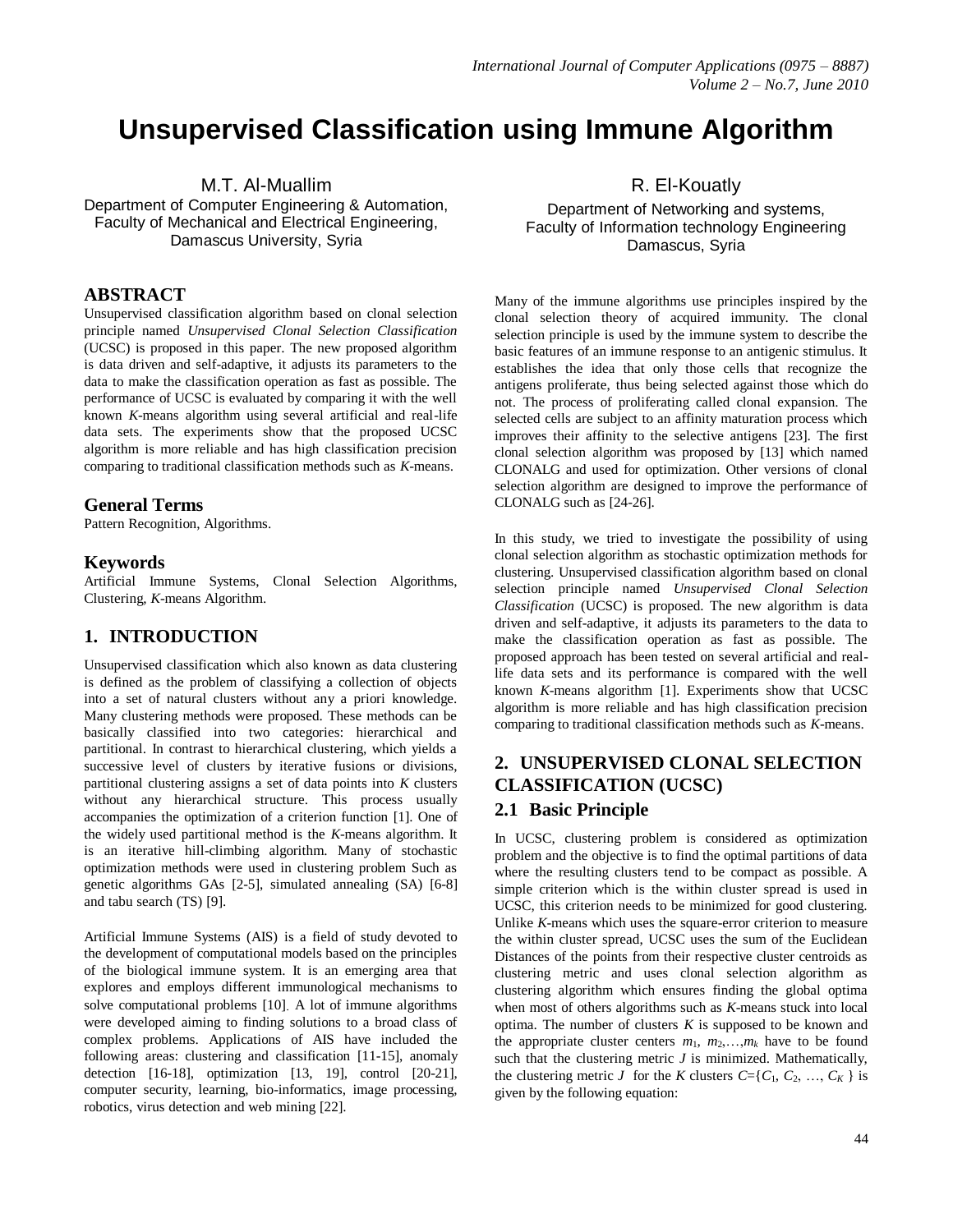# Unsupervised Classification using Immune Algorithm

M.T. Al-Muallim
Department of Computer Engineering & Automation,
Faculty of Mechanical and Electrical Engineering,
Damascus University, Syria

R. El-Kouatly
Department of Networking and systems,
Faculty of Information technology Engineering
Damascus, Syria

## ABSTRACT

Unsupervised classification algorithm based on clonal selection principle named *Unsupervised Clonal Selection Classification* (UCSC) is proposed in this paper. The new proposed algorithm is data driven and self-adaptive, it adjusts its parameters to the data to make the classification operation as fast as possible. The performance of UCSC is evaluated by comparing it with the well known *K*-means algorithm using several artificial and real-life data sets. The experiments show that the proposed UCSC algorithm is more reliable and has high classification precision comparing to traditional classification methods such as *K*-means.

## General Terms

Pattern Recognition, Algorithms.

## Keywords

Artificial Immune Systems, Clonal Selection Algorithms, Clustering, *K*-means Algorithm.

## 1. INTRODUCTION

Unsupervised classification which also known as data clustering is defined as the problem of classifying a collection of objects into a set of natural clusters without any a priori knowledge. Many clustering methods were proposed. These methods can be basically classified into two categories: hierarchical and partitional. In contrast to hierarchical clustering, which yields a successive level of clusters by iterative fusions or divisions, partitional clustering assigns a set of data points into *K* clusters without any hierarchical structure. This process usually accompanies the optimization of a criterion function [1]. One of the widely used partitional method is the *K*-means algorithm. It is an iterative hill-climbing algorithm. Many of stochastic optimization methods were used in clustering problem Such as genetic algorithms GAs [2-5], simulated annealing (SA) [6-8] and tabu search (TS) [9].

Artificial Immune Systems (AIS) is a field of study devoted to the development of computational models based on the principles of the biological immune system. It is an emerging area that explores and employs different immunological mechanisms to solve computational problems [10]. A lot of immune algorithms were developed aiming to finding solutions to a broad class of complex problems. Applications of AIS have included the following areas: clustering and classification [11-15], anomaly detection [16-18], optimization [13, 19], control [20-21], computer security, learning, bio-informatics, image processing, robotics, virus detection and web mining [22].

Many of the immune algorithms use principles inspired by the clonal selection theory of acquired immunity. The clonal selection principle is used by the immune system to describe the basic features of an immune response to an antigenic stimulus. It establishes the idea that only those cells that recognize the antigens proliferate, thus being selected against those which do not. The process of proliferating called clonal expansion. The selected cells are subject to an affinity maturation process which improves their affinity to the selective antigens [23]. The first clonal selection algorithm was proposed by [13] which named CLONALG and used for optimization. Other versions of clonal selection algorithm are designed to improve the performance of CLONALG such as [24-26].

In this study, we tried to investigate the possibility of using clonal selection algorithm as stochastic optimization methods for clustering. Unsupervised classification algorithm based on clonal selection principle named *Unsupervised Clonal Selection Classification* (UCSC) is proposed. The new algorithm is data driven and self-adaptive, it adjusts its parameters to the data to make the classification operation as fast as possible. The proposed approach has been tested on several artificial and real-life data sets and its performance is compared with the well known *K*-means algorithm [1]. Experiments show that UCSC algorithm is more reliable and has high classification precision comparing to traditional classification methods such as *K*-means.

## 2. UNSUPERVISED CLONAL SELECTION CLASSIFICATION (UCSC)

### 2.1 Basic Principle

In UCSC, clustering problem is considered as optimization problem and the objective is to find the optimal partitions of data where the resulting clusters tend to be compact as possible. A simple criterion which is the within cluster spread is used in UCSC, this criterion needs to be minimized for good clustering. Unlike *K*-means which uses the square-error criterion to measure the within cluster spread, UCSC uses the sum of the Euclidean Distances of the points from their respective cluster centroids as clustering metric and uses clonal selection algorithm as clustering algorithm which ensures finding the global optima when most of others algorithms such as *K*-means stuck into local optima. The number of clusters *K* is supposed to be known and the appropriate cluster centers $m_1, m_2, \ldots, m_k$ have to be found such that the clustering metric $J$ is minimized. Mathematically, the clustering metric $J$ for the *K* clusters $C=\{C_1, C_2, \ldots, C_K\}$ is given by the following equation: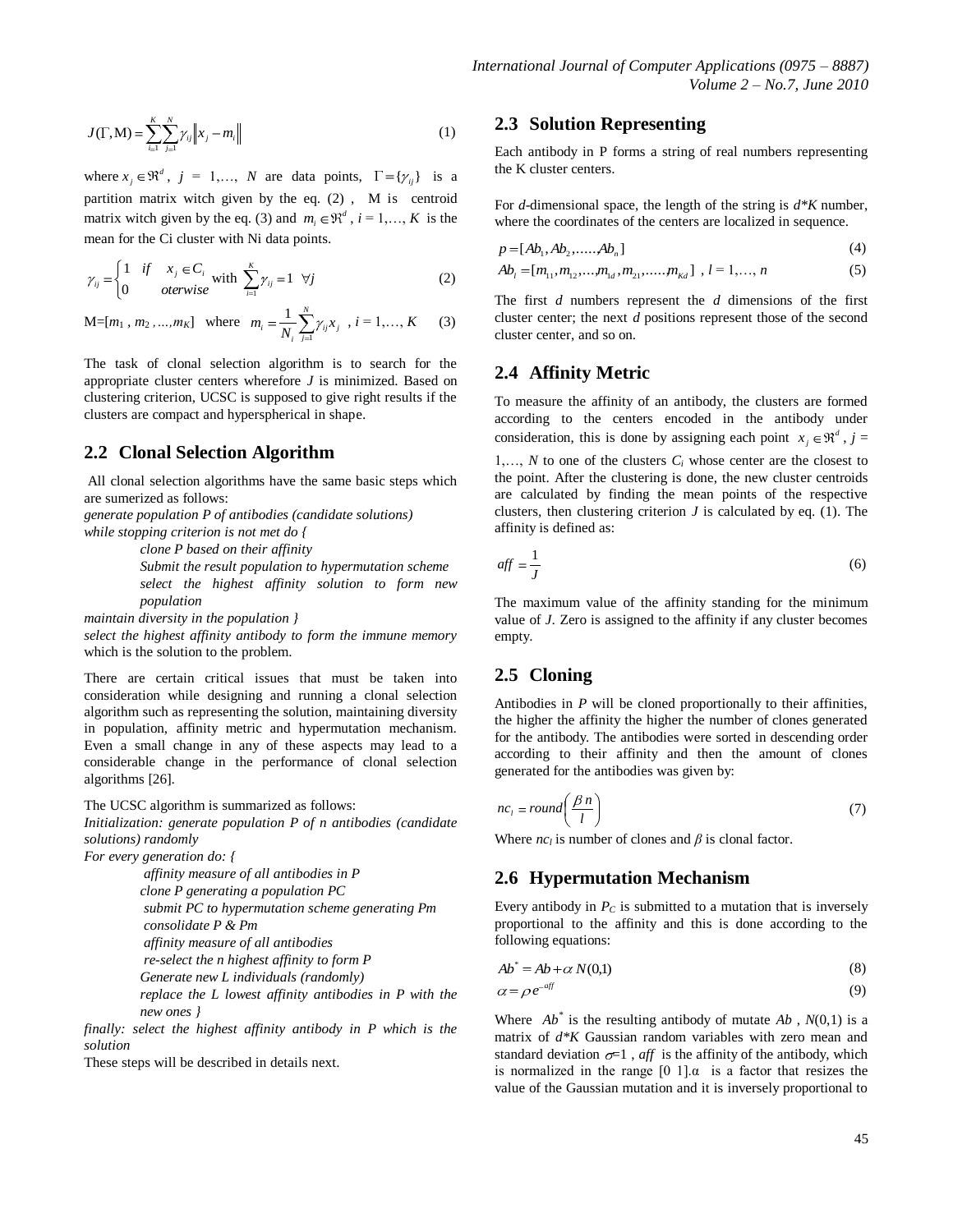$$J(\Gamma, \mathrm{M}) = \sum_{i=1}^{K}\sum_{j=1}^{N}\gamma_{ij}\left\|x_j - m_i\right\| \quad (1)$$

where $x_j \in \Re^d$, $j$ = 1,…, $N$ are data points, $\Gamma = \{\gamma_{ij}\}$ is a partition matrix witch given by the eq. (2) , M is centroid matrix witch given by the eq. (3) and $m_i \in \Re^d$, $i$ = 1,…, $K$ is the mean for the Ci cluster with Ni data points.

$$\gamma_{ij} = \begin{cases} 1 & if \quad x_j \in C_i \\ 0 & otherwise \end{cases} \text{ with } \sum_{i=1}^{K}\gamma_{ij} = 1 \quad \forall j \quad (2)$$

$$\mathrm{M}=[m_1 , m_2 ,...,m_K] \quad \text{where} \quad m_i = \frac{1}{N_i}\sum_{j=1}^{N}\gamma_{ij}x_j \;, \; i = 1,\ldots, K \quad (3)$$

The task of clonal selection algorithm is to search for the appropriate cluster centers wherefore $J$ is minimized. Based on clustering criterion, UCSC is supposed to give right results if the clusters are compact and hyperspherical in shape.

## 2.2 Clonal Selection Algorithm

All clonal selection algorithms have the same basic steps which are sumerized as follows:

*generate population P of antibodies (candidate solutions)*
*while stopping criterion is not met do {*
*clone P based on their affinity*
*Submit the result population to hypermutation scheme*
*select the highest affinity solution to form new population*
*maintain diversity in the population }*
*select the highest affinity antibody to form the immune memory* which is the solution to the problem.

There are certain critical issues that must be taken into consideration while designing and running a clonal selection algorithm such as representing the solution, maintaining diversity in population, affinity metric and hypermutation mechanism. Even a small change in any of these aspects may lead to a considerable change in the performance of clonal selection algorithms [26].

The UCSC algorithm is summarized as follows:

*Initialization: generate population P of n antibodies (candidate solutions) randomly*
*For every generation do: {*
*affinity measure of all antibodies in P*
*clone P generating a population PC*
*submit PC to hypermutation scheme generating Pm*
*consolidate P & Pm*
*affinity measure of all antibodies*
*re-select the n highest affinity to form P*
*Generate new L individuals (randomly)*
*replace the L lowest affinity antibodies in P with the new ones }*
*finally: select the highest affinity antibody in P which is the solution*

These steps will be described in details next.

## 2.3 Solution Representing

Each antibody in P forms a string of real numbers representing the K cluster centers.

For $d$-dimensional space, the length of the string is $d$*$K$ number, where the coordinates of the centers are localized in sequence.

$$p = [Ab_1, Ab_2, \ldots\ldots Ab_n] \quad (4)$$

$$Ab_l = [m_{11}, m_{12}, \ldots, m_{1d}, m_{21}, \ldots\ldots m_{Kd}] \;, \; l = 1,\ldots, n \quad (5)$$

The first $d$ numbers represent the $d$ dimensions of the first cluster center; the next $d$ positions represent those of the second cluster center, and so on.

## 2.4 Affinity Metric

To measure the affinity of an antibody, the clusters are formed according to the centers encoded in the antibody under consideration, this is done by assigning each point $x_j \in \Re^d$, $j$ = 1,…, $N$ to one of the clusters $C_i$ whose center are the closest to the point. After the clustering is done, the new cluster centroids are calculated by finding the mean points of the respective clusters, then clustering criterion $J$ is calculated by eq. (1). The affinity is defined as:

$$aff = \frac{1}{J} \quad (6)$$

The maximum value of the affinity standing for the minimum value of $J$. Zero is assigned to the affinity if any cluster becomes empty.

## 2.5 Cloning

Antibodies in $P$ will be cloned proportionally to their affinities, the higher the affinity the higher the number of clones generated for the antibody. The antibodies were sorted in descending order according to their affinity and then the amount of clones generated for the antibodies was given by:

$$nc_l = round\left(\frac{\beta\, n}{l}\right) \quad (7)$$

Where $nc_l$ is number of clones and $\beta$ is clonal factor.

## 2.6 Hypermutation Mechanism

Every antibody in $P_C$ is submitted to a mutation that is inversely proportional to the affinity and this is done according to the following equations:

$$Ab^* = Ab + \alpha\, N(0,1) \quad (8)$$

$$\alpha = \rho\, e^{-aff} \quad (9)$$

Where $Ab^*$ is the resulting antibody of mutate $Ab$ , $N(0,1)$ is a matrix of $d$*$K$ Gaussian random variables with zero mean and standard deviation $\sigma$=1 , $aff$ is the affinity of the antibody, which is normalized in the range [0 1].$\alpha$ is a factor that resizes the value of the Gaussian mutation and it is inversely proportional to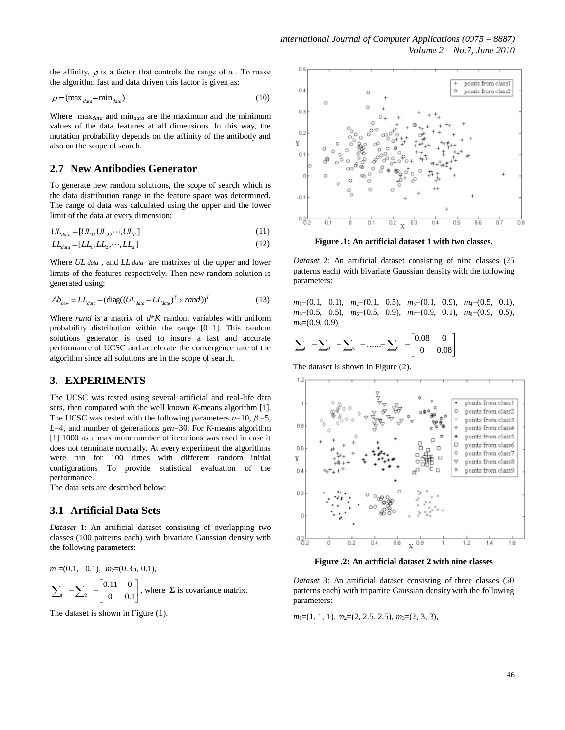the affinity, $\rho$ is a factor that controls the range of α . To make the algorithm fast and data driven this factor is given as:

$$\rho = (\max_{data} - \min_{data}) \tag{10}$$

Where $\max_{data}$ and $\min_{data}$ are the maximum and the minimum values of the data features at all dimensions. In this way, the mutation probability depends on the affinity of the antibody and also on the scope of search.

## 2.7 New Antibodies Generator

To generate new random solutions, the scope of search which is the data distribution range in the feature space was determined. The range of data was calculated using the upper and the lower limit of the data at every dimension:

$$UL_{data} = [UL_1, UL_2, \cdots, UL_d] \tag{11}$$

$$LL_{data} = [LL_1, LL_2, \cdots, LL_d] \tag{12}$$

Where $UL_{data}$ , and $LL_{data}$ are matrixes of the upper and lower limits of the features respectively. Then new random solution is generated using:

$$Ab_{new} = LL_{data} + (\text{diag}((UL_{data} - LL_{data})^T \times rand))^T \tag{13}$$

Where *rand* is a matrix of $d*K$ random variables with uniform probability distribution within the range [0 1]. This random solutions generator is used to insure a fast and accurate performance of UCSC and accelerate the convergence rate of the algorithm since all solutions are in the scope of search.

## 3. EXPERIMENTS

The UCSC was tested using several artificial and real-life data sets, then compared with the well known *K*-means algorithm [1]. The UCSC was tested with the following parameters $n$=10, $\beta$ =5, $L$=4, and number of generations $gen$=30. For *K*-means algorithm [1] 1000 as a maximum number of iterations was used in case it does not terminate normally. At every experiment the algorithms were run for 100 times with different random initial configurations To provide statistical evaluation of the performance.

The data sets are described below:

### 3.1 Artificial Data Sets

*Dataset* 1: An artificial dataset consisting of overlapping two classes (100 patterns each) with bivariate Gaussian density with the following parameters:

$m_1$=(0.1, 0.1), $m_2$=(0.35, 0.1),

$\sum_1 = \sum_2 = \begin{bmatrix} 0.11 & 0 \\ 0 & 0.1 \end{bmatrix}$, where $\mathbf{\Sigma}$ is covariance matrix.

The dataset is shown in Figure (1).

**Figure .1: An artificial dataset 1 with two classes.**

*Dataset* 2: An artificial dataset consisting of nine classes (25 patterns each) with bivariate Gaussian density with the following parameters:

$m_1$=(0.1, 0.1), $m_2$=(0.1, 0.5), $m_3$=(0.1, 0.9), $m_4$=(0.5, 0.1), $m_5$=(0.5, 0.5), $m_6$=(0.5, 0.9), $m_7$=(0.9, 0.1), $m_8$=(0.9, 0.5), $m_9$=(0.9, 0.9),

$$\sum_1 = \sum_2 = \sum_3 = \ldots\ldots = \sum_9 = \begin{bmatrix} 0.08 & 0 \\ 0 & 0.08 \end{bmatrix}$$

The dataset is shown in Figure (2).

**Figure .2: An artificial dataset 2 with nine classes**

*Dataset* 3: An artificial dataset consisting of three classes (50 patterns each) with tripartite Gaussian density with the following parameters:

$m_1$=(1, 1, 1), $m_2$=(2, 2.5, 2.5), $m_3$=(2, 3, 3),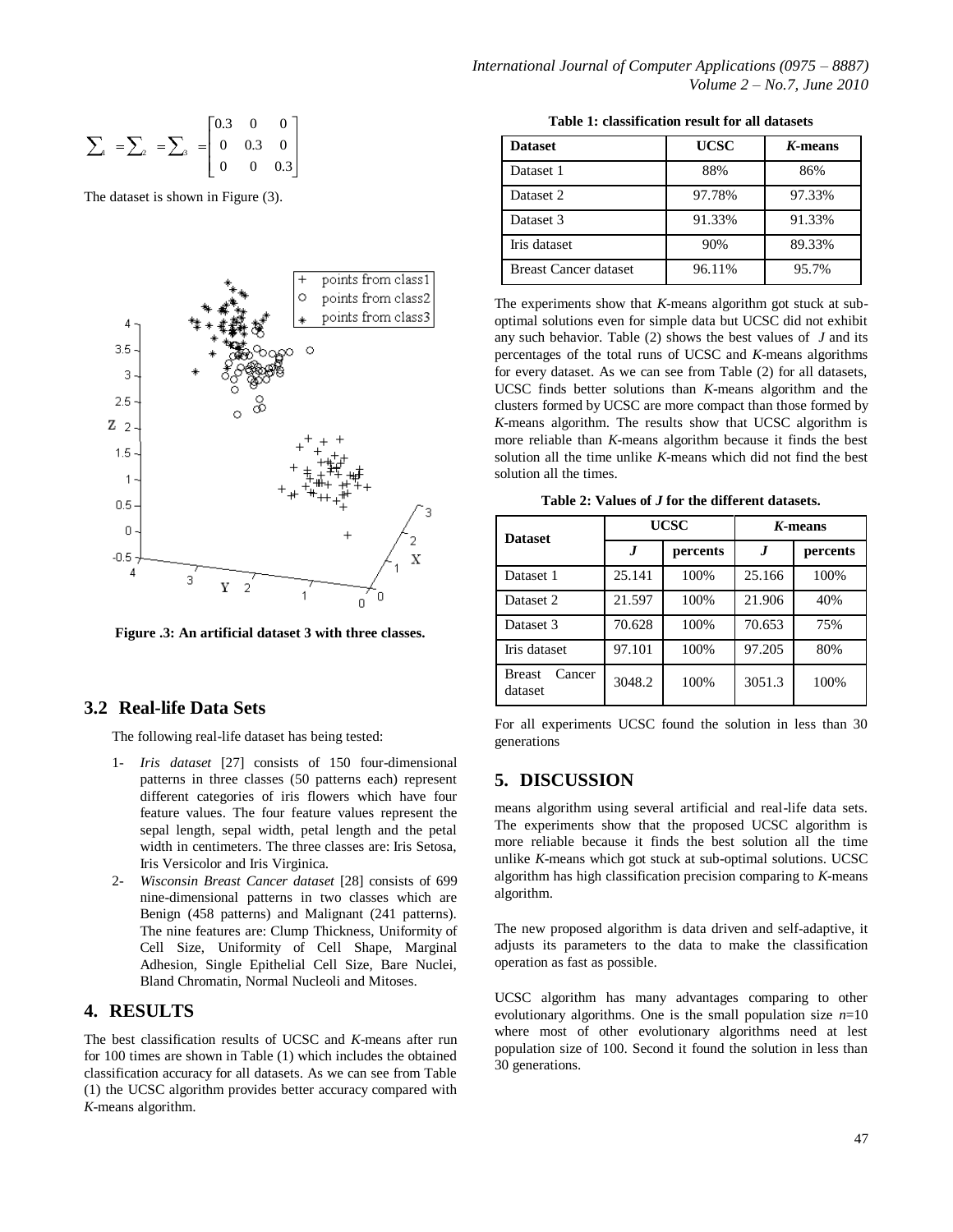$$\sum_1 = \sum_2 = \sum_3 = \begin{bmatrix} 0.3 & 0 & 0 \\ 0 & 0.3 & 0 \\ 0 & 0 & 0.3 \end{bmatrix}$$

The dataset is shown in Figure (3).

**Figure .3: An artificial dataset 3 with three classes.**

## 3.2 Real-life Data Sets

The following real-life dataset has being tested:

1- *Iris dataset* [27] consists of 150 four-dimensional patterns in three classes (50 patterns each) represent different categories of iris flowers which have four feature values. The four feature values represent the sepal length, sepal width, petal length and the petal width in centimeters. The three classes are: Iris Setosa, Iris Versicolor and Iris Virginica.

2- *Wisconsin Breast Cancer dataset* [28] consists of 699 nine-dimensional patterns in two classes which are Benign (458 patterns) and Malignant (241 patterns). The nine features are: Clump Thickness, Uniformity of Cell Size, Uniformity of Cell Shape, Marginal Adhesion, Single Epithelial Cell Size, Bare Nuclei, Bland Chromatin, Normal Nucleoli and Mitoses.

# 4. RESULTS

The best classification results of UCSC and *K*-means after run for 100 times are shown in Table (1) which includes the obtained classification accuracy for all datasets. As we can see from Table (1) the UCSC algorithm provides better accuracy compared with *K*-means algorithm.

**Table 1: classification result for all datasets**

| Dataset | UCSC | *K*-means |
|---|---|---|
| Dataset 1 | 88% | 86% |
| Dataset 2 | 97.78% | 97.33% |
| Dataset 3 | 91.33% | 91.33% |
| Iris dataset | 90% | 89.33% |
| Breast Cancer dataset | 96.11% | 95.7% |

The experiments show that *K*-means algorithm got stuck at sub-optimal solutions even for simple data but UCSC did not exhibit any such behavior. Table (2) shows the best values of $J$ and its percentages of the total runs of UCSC and *K*-means algorithms for every dataset. As we can see from Table (2) for all datasets, UCSC finds better solutions than *K*-means algorithm and the clusters formed by UCSC are more compact than those formed by *K*-means algorithm. The results show that UCSC algorithm is more reliable than *K*-means algorithm because it finds the best solution all the time unlike *K*-means which did not find the best solution all the times.

**Table 2: Values of *J* for the different datasets.**

| Dataset | UCSC | | *K*-means | |
|---|---|---|---|---|
| | ***J*** | **percents** | ***J*** | **percents** |
| Dataset 1 | 25.141 | 100% | 25.166 | 100% |
| Dataset 2 | 21.597 | 100% | 21.906 | 40% |
| Dataset 3 | 70.628 | 100% | 70.653 | 75% |
| Iris dataset | 97.101 | 100% | 97.205 | 80% |
| Breast Cancer dataset | 3048.2 | 100% | 3051.3 | 100% |

For all experiments UCSC found the solution in less than 30 generations

# 5. DISCUSSION

means algorithm using several artificial and real-life data sets. The experiments show that the proposed UCSC algorithm is more reliable because it finds the best solution all the time unlike *K*-means which got stuck at sub-optimal solutions. UCSC algorithm has high classification precision comparing to *K*-means algorithm.

The new proposed algorithm is data driven and self-adaptive, it adjusts its parameters to the data to make the classification operation as fast as possible.

UCSC algorithm has many advantages comparing to other evolutionary algorithms. One is the small population size $n$=10 where most of other evolutionary algorithms need at lest population size of 100. Second it found the solution in less than 30 generations.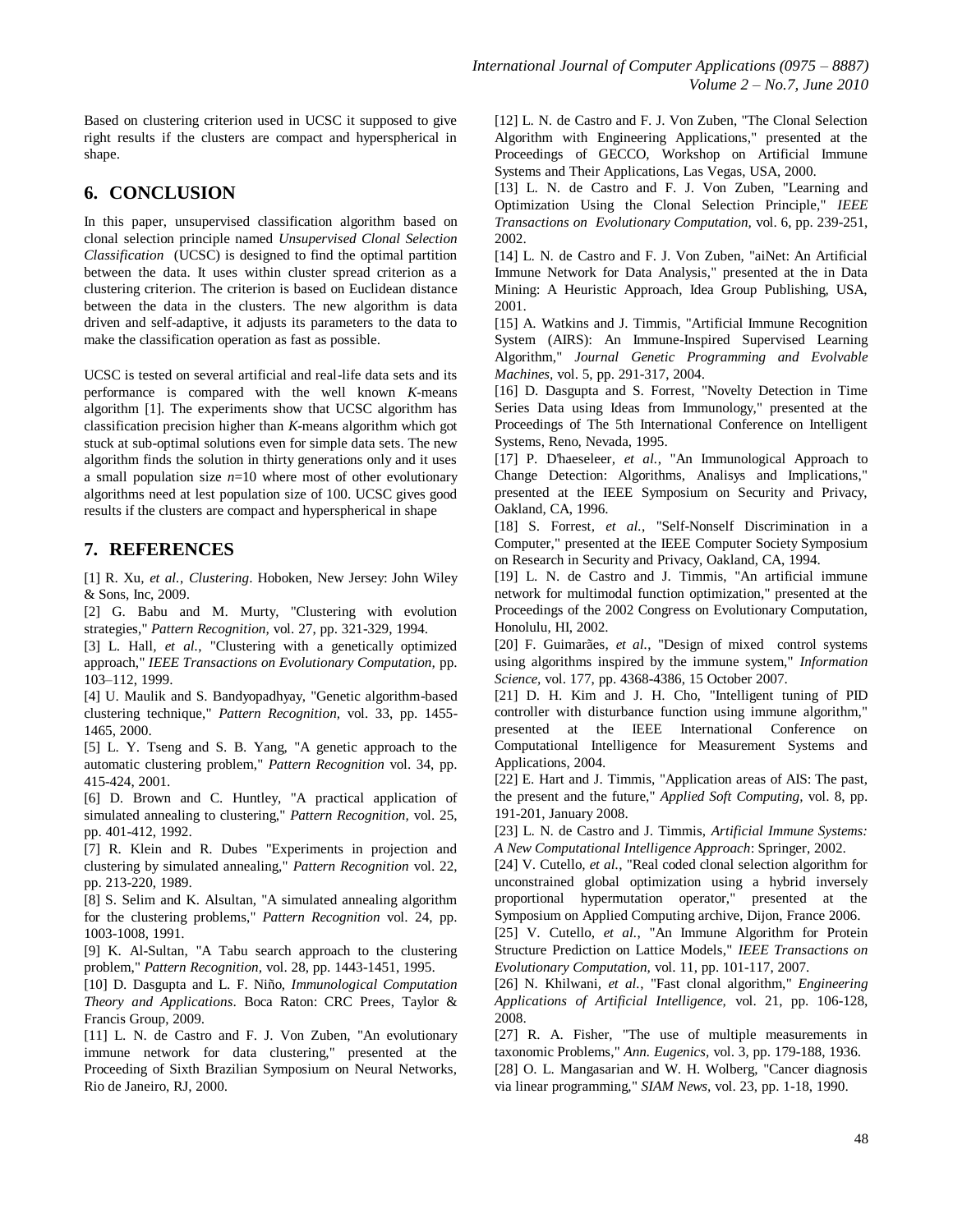Based on clustering criterion used in UCSC it supposed to give right results if the clusters are compact and hyperspherical in shape.

## 6. CONCLUSION

In this paper, unsupervised classification algorithm based on clonal selection principle named *Unsupervised Clonal Selection Classification* (UCSC) is designed to find the optimal partition between the data. It uses within cluster spread criterion as a clustering criterion. The criterion is based on Euclidean distance between the data in the clusters. The new algorithm is data driven and self-adaptive, it adjusts its parameters to the data to make the classification operation as fast as possible.

UCSC is tested on several artificial and real-life data sets and its performance is compared with the well known *K*-means algorithm [1]. The experiments show that UCSC algorithm has classification precision higher than *K*-means algorithm which got stuck at sub-optimal solutions even for simple data sets. The new algorithm finds the solution in thirty generations only and it uses a small population size $n$=10 where most of other evolutionary algorithms need at lest population size of 100. UCSC gives good results if the clusters are compact and hyperspherical in shape

## 7. REFERENCES

[1] R. Xu*, et al.*, *Clustering*. Hoboken, New Jersey: John Wiley & Sons, Inc, 2009.

[2] G. Babu and M. Murty, "Clustering with evolution strategies," *Pattern Recognition,* vol. 27, pp. 321-329, 1994.

[3] L. Hall*, et al.*, "Clustering with a genetically optimized approach," *IEEE Transactions on Evolutionary Computation,* pp. 103–112, 1999.

[4] U. Maulik and S. Bandyopadhyay, "Genetic algorithm-based clustering technique," *Pattern Recognition,* vol. 33, pp. 1455-1465, 2000.

[5] L. Y. Tseng and S. B. Yang, "A genetic approach to the automatic clustering problem," *Pattern Recognition* vol. 34, pp. 415-424, 2001.

[6] D. Brown and C. Huntley, "A practical application of simulated annealing to clustering," *Pattern Recognition,* vol. 25, pp. 401-412, 1992.

[7] R. Klein and R. Dubes "Experiments in projection and clustering by simulated annealing," *Pattern Recognition* vol. 22, pp. 213-220, 1989.

[8] S. Selim and K. Alsultan, "A simulated annealing algorithm for the clustering problems," *Pattern Recognition* vol. 24, pp. 1003-1008, 1991.

[9] K. Al-Sultan, "A Tabu search approach to the clustering problem," *Pattern Recognition,* vol. 28, pp. 1443-1451, 1995.

[10] D. Dasgupta and L. F. Niño, *Immunological Computation Theory and Applications*. Boca Raton: CRC Prees, Taylor & Francis Group, 2009.

[11] L. N. de Castro and F. J. Von Zuben, "An evolutionary immune network for data clustering," presented at the Proceeding of Sixth Brazilian Symposium on Neural Networks, Rio de Janeiro, RJ, 2000.

[12] L. N. de Castro and F. J. Von Zuben, "The Clonal Selection Algorithm with Engineering Applications," presented at the Proceedings of GECCO, Workshop on Artificial Immune Systems and Their Applications, Las Vegas, USA, 2000.

[13] L. N. de Castro and F. J. Von Zuben, "Learning and Optimization Using the Clonal Selection Principle," *IEEE Transactions on Evolutionary Computation,* vol. 6, pp. 239-251, 2002.

[14] L. N. de Castro and F. J. Von Zuben, "aiNet: An Artificial Immune Network for Data Analysis," presented at the in Data Mining: A Heuristic Approach, Idea Group Publishing, USA, 2001.

[15] A. Watkins and J. Timmis, "Artificial Immune Recognition System (AIRS): An Immune-Inspired Supervised Learning Algorithm," *Journal Genetic Programming and Evolvable Machines,* vol. 5, pp. 291-317, 2004.

[16] D. Dasgupta and S. Forrest, "Novelty Detection in Time Series Data using Ideas from Immunology," presented at the Proceedings of The 5th International Conference on Intelligent Systems, Reno, Nevada, 1995.

[17] P. D'haeseleer*, et al.*, "An Immunological Approach to Change Detection: Algorithms, Analisys and Implications," presented at the IEEE Symposium on Security and Privacy, Oakland, CA, 1996.

[18] S. Forrest*, et al.*, "Self-Nonself Discrimination in a Computer," presented at the IEEE Computer Society Symposium on Research in Security and Privacy, Oakland, CA, 1994.

[19] L. N. de Castro and J. Timmis, "An artificial immune network for multimodal function optimization," presented at the Proceedings of the 2002 Congress on Evolutionary Computation, Honolulu, HI, 2002.

[20] F. Guimarães*, et al.*, "Design of mixed control systems using algorithms inspired by the immune system," *Information Science,* vol. 177, pp. 4368-4386, 15 October 2007.

[21] D. H. Kim and J. H. Cho, "Intelligent tuning of PID controller with disturbance function using immune algorithm," presented at the IEEE International Conference on Computational Intelligence for Measurement Systems and Applications, 2004.

[22] E. Hart and J. Timmis, "Application areas of AIS: The past, the present and the future," *Applied Soft Computing,* vol. 8, pp. 191-201, January 2008.

[23] L. N. de Castro and J. Timmis, *Artificial Immune Systems: A New Computational Intelligence Approach*: Springer, 2002.

[24] V. Cutello*, et al.*, "Real coded clonal selection algorithm for unconstrained global optimization using a hybrid inversely proportional hypermutation operator," presented at the Symposium on Applied Computing archive, Dijon, France 2006.

[25] V. Cutello*, et al.*, "An Immune Algorithm for Protein Structure Prediction on Lattice Models," *IEEE Transactions on Evolutionary Computation,* vol. 11, pp. 101-117, 2007.

[26] N. Khilwani*, et al.*, "Fast clonal algorithm," *Engineering Applications of Artificial Intelligence,* vol. 21, pp. 106-128, 2008.

[27] R. A. Fisher, "The use of multiple measurements in taxonomic Problems," *Ann. Eugenics,* vol. 3, pp. 179-188, 1936.

[28] O. L. Mangasarian and W. H. Wolberg, "Cancer diagnosis via linear programming," *SIAM News,* vol. 23, pp. 1-18, 1990.